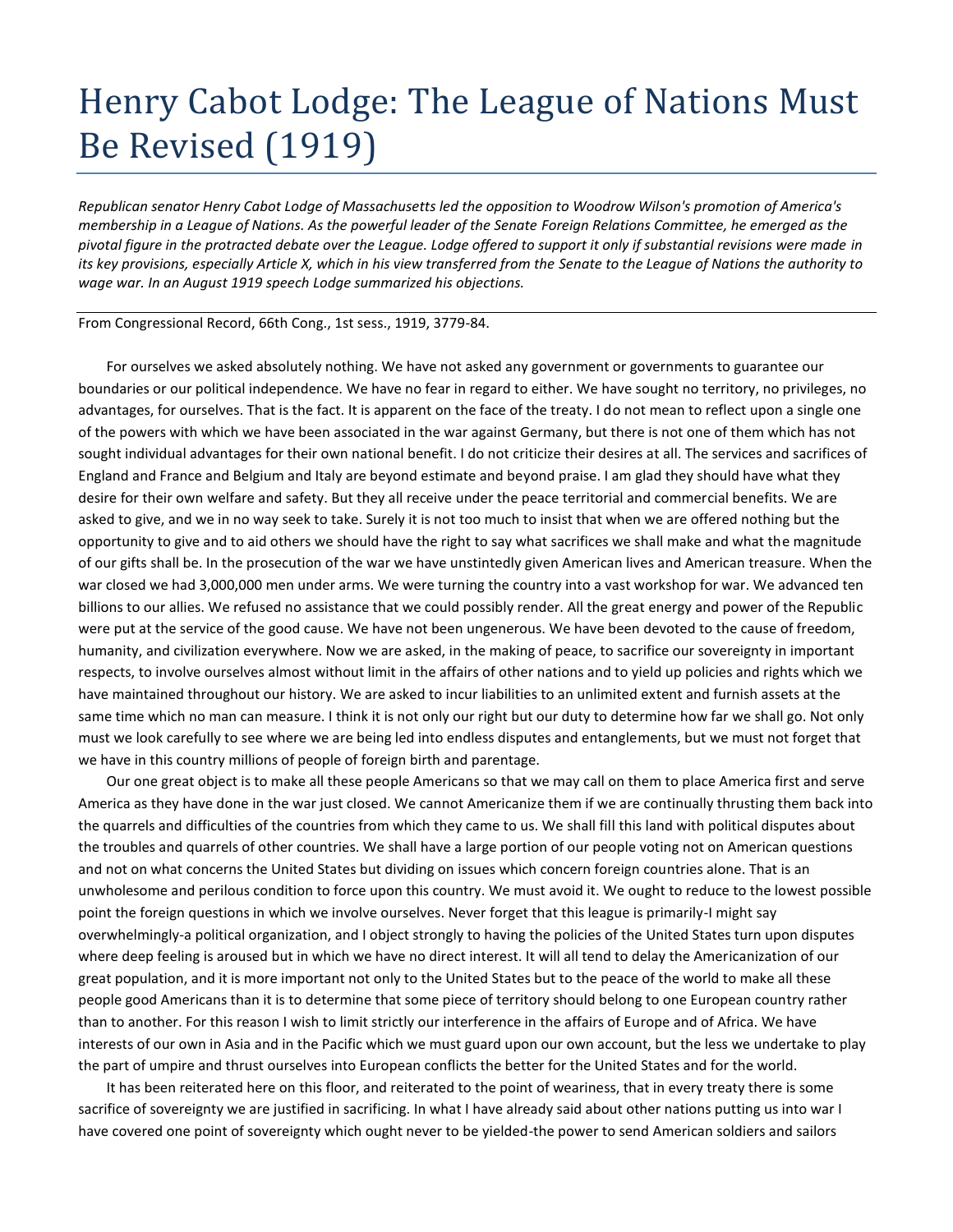# Henry Cabot Lodge: The League of Nations Must Be Revised (1919)

*Republican senator Henry Cabot Lodge of Massachusetts led the opposition to Woodrow Wilson's promotion of America's membership in a League of Nations. As the powerful leader of the Senate Foreign Relations Committee, he emerged as the pivotal figure in the protracted debate over the League. Lodge offered to support it only if substantial revisions were made in its key provisions, especially Article X, which in his view transferred from the Senate to the League of Nations the authority to wage war. In an August 1919 speech Lodge summarized his objections.*

From Congressional Record, 66th Cong., 1st sess., 1919, 3779-84.

For ourselves we asked absolutely nothing. We have not asked any government or governments to guarantee our boundaries or our political independence. We have no fear in regard to either. We have sought no territory, no privileges, no advantages, for ourselves. That is the fact. It is apparent on the face of the treaty. I do not mean to reflect upon a single one of the powers with which we have been associated in the war against Germany, but there is not one of them which has not sought individual advantages for their own national benefit. I do not criticize their desires at all. The services and sacrifices of England and France and Belgium and Italy are beyond estimate and beyond praise. I am glad they should have what they desire for their own welfare and safety. But they all receive under the peace territorial and commercial benefits. We are asked to give, and we in no way seek to take. Surely it is not too much to insist that when we are offered nothing but the opportunity to give and to aid others we should have the right to say what sacrifices we shall make and what the magnitude of our gifts shall be. In the prosecution of the war we have unstintedly given American lives and American treasure. When the war closed we had 3,000,000 men under arms. We were turning the country into a vast workshop for war. We advanced ten billions to our allies. We refused no assistance that we could possibly render. All the great energy and power of the Republic were put at the service of the good cause. We have not been ungenerous. We have been devoted to the cause of freedom, humanity, and civilization everywhere. Now we are asked, in the making of peace, to sacrifice our sovereignty in important respects, to involve ourselves almost without limit in the affairs of other nations and to yield up policies and rights which we have maintained throughout our history. We are asked to incur liabilities to an unlimited extent and furnish assets at the same time which no man can measure. I think it is not only our right but our duty to determine how far we shall go. Not only must we look carefully to see where we are being led into endless disputes and entanglements, but we must not forget that we have in this country millions of people of foreign birth and parentage.

Our one great object is to make all these people Americans so that we may call on them to place America first and serve America as they have done in the war just closed. We cannot Americanize them if we are continually thrusting them back into the quarrels and difficulties of the countries from which they came to us. We shall fill this land with political disputes about the troubles and quarrels of other countries. We shall have a large portion of our people voting not on American questions and not on what concerns the United States but dividing on issues which concern foreign countries alone. That is an unwholesome and perilous condition to force upon this country. We must avoid it. We ought to reduce to the lowest possible point the foreign questions in which we involve ourselves. Never forget that this league is primarily-I might say overwhelmingly-a political organization, and I object strongly to having the policies of the United States turn upon disputes where deep feeling is aroused but in which we have no direct interest. It will all tend to delay the Americanization of our great population, and it is more important not only to the United States but to the peace of the world to make all these people good Americans than it is to determine that some piece of territory should belong to one European country rather than to another. For this reason I wish to limit strictly our interference in the affairs of Europe and of Africa. We have interests of our own in Asia and in the Pacific which we must guard upon our own account, but the less we undertake to play the part of umpire and thrust ourselves into European conflicts the better for the United States and for the world.

It has been reiterated here on this floor, and reiterated to the point of weariness, that in every treaty there is some sacrifice of sovereignty we are justified in sacrificing. In what I have already said about other nations putting us into war I have covered one point of sovereignty which ought never to be yielded-the power to send American soldiers and sailors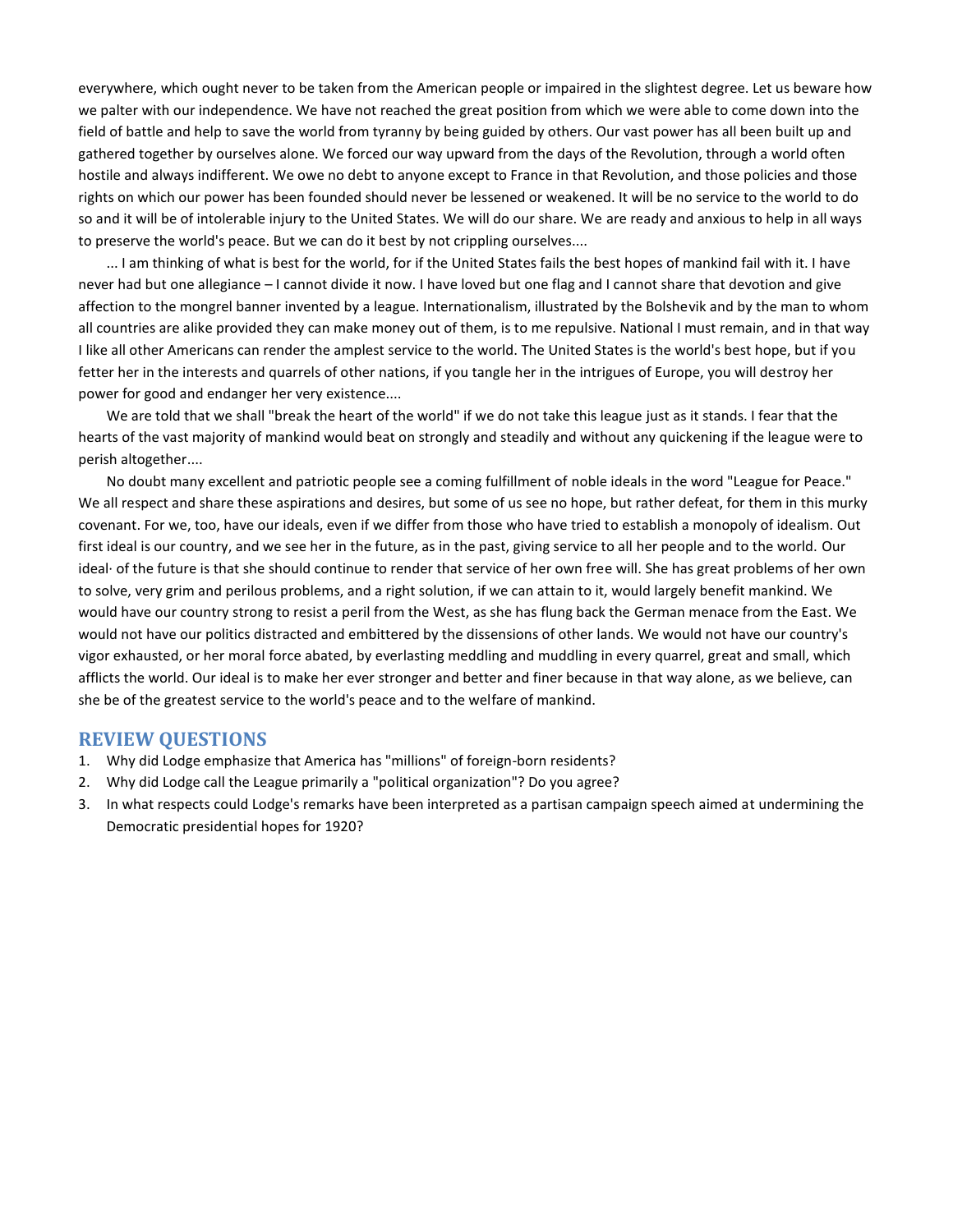everywhere, which ought never to be taken from the American people or impaired in the slightest degree. Let us beware how we palter with our independence. We have not reached the great position from which we were able to come down into the field of battle and help to save the world from tyranny by being guided by others. Our vast power has all been built up and gathered together by ourselves alone. We forced our way upward from the days of the Revolution, through a world often hostile and always indifferent. We owe no debt to anyone except to France in that Revolution, and those policies and those rights on which our power has been founded should never be lessened or weakened. It will be no service to the world to do so and it will be of intolerable injury to the United States. We will do our share. We are ready and anxious to help in all ways to preserve the world's peace. But we can do it best by not crippling ourselves....

... I am thinking of what is best for the world, for if the United States fails the best hopes of mankind fail with it. I have never had but one allegiance – I cannot divide it now. I have loved but one flag and I cannot share that devotion and give affection to the mongrel banner invented by a league. Internationalism, illustrated by the Bolshevik and by the man to whom all countries are alike provided they can make money out of them, is to me repulsive. National I must remain, and in that way I like all other Americans can render the amplest service to the world. The United States is the world's best hope, but if you fetter her in the interests and quarrels of other nations, if you tangle her in the intrigues of Europe, you will destroy her power for good and endanger her very existence....

We are told that we shall "break the heart of the world" if we do not take this league just as it stands. I fear that the hearts of the vast majority of mankind would beat on strongly and steadily and without any quickening if the league were to perish altogether....

No doubt many excellent and patriotic people see a coming fulfillment of noble ideals in the word "League for Peace." We all respect and share these aspirations and desires, but some of us see no hope, but rather defeat, for them in this murky covenant. For we, too, have our ideals, even if we differ from those who have tried to establish a monopoly of idealism. Out first ideal is our country, and we see her in the future, as in the past, giving service to all her people and to the world. Our ideal· of the future is that she should continue to render that service of her own free will. She has great problems of her own to solve, very grim and perilous problems, and a right solution, if we can attain to it, would largely benefit mankind. We would have our country strong to resist a peril from the West, as she has flung back the German menace from the East. We would not have our politics distracted and embittered by the dissensions of other lands. We would not have our country's vigor exhausted, or her moral force abated, by everlasting meddling and muddling in every quarrel, great and small, which afflicts the world. Our ideal is to make her ever stronger and better and finer because in that way alone, as we believe, can she be of the greatest service to the world's peace and to the welfare of mankind.

## REVIEW QUESTIONS

1. Why did Lodge emphasize that America has "millions" of foreign-born residents?
2. Why did Lodge call the League primarily a "political organization"? Do you agree?
3. In what respects could Lodge's remarks have been interpreted as a partisan campaign speech aimed at undermining the Democratic presidential hopes for 1920?